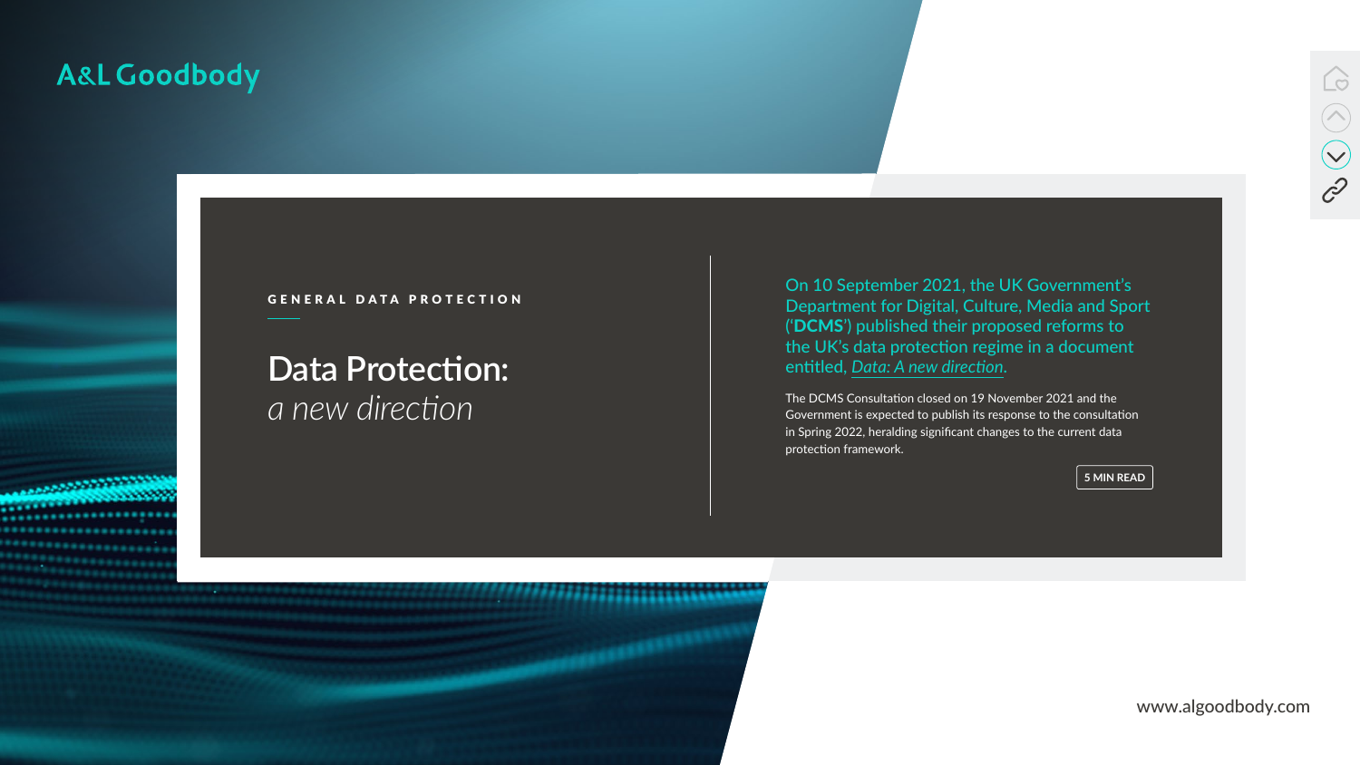A&L Goodbody

GENERAL DATA PROTECTION

# Data Protection: *a new direction*

On 10 September 2021, the UK Government's Department for Digital, Culture, Media and Sport ('**DCMS**') published their proposed reforms to the UK's data protection regime in a document entitled, *Data: A new direction*.

The DCMS Consultation closed on 19 November 2021 and the Government is expected to publish its response to the consultation in Spring 2022, heralding significant changes to the current data protection framework.

5 MIN READ

www.algoodbody.com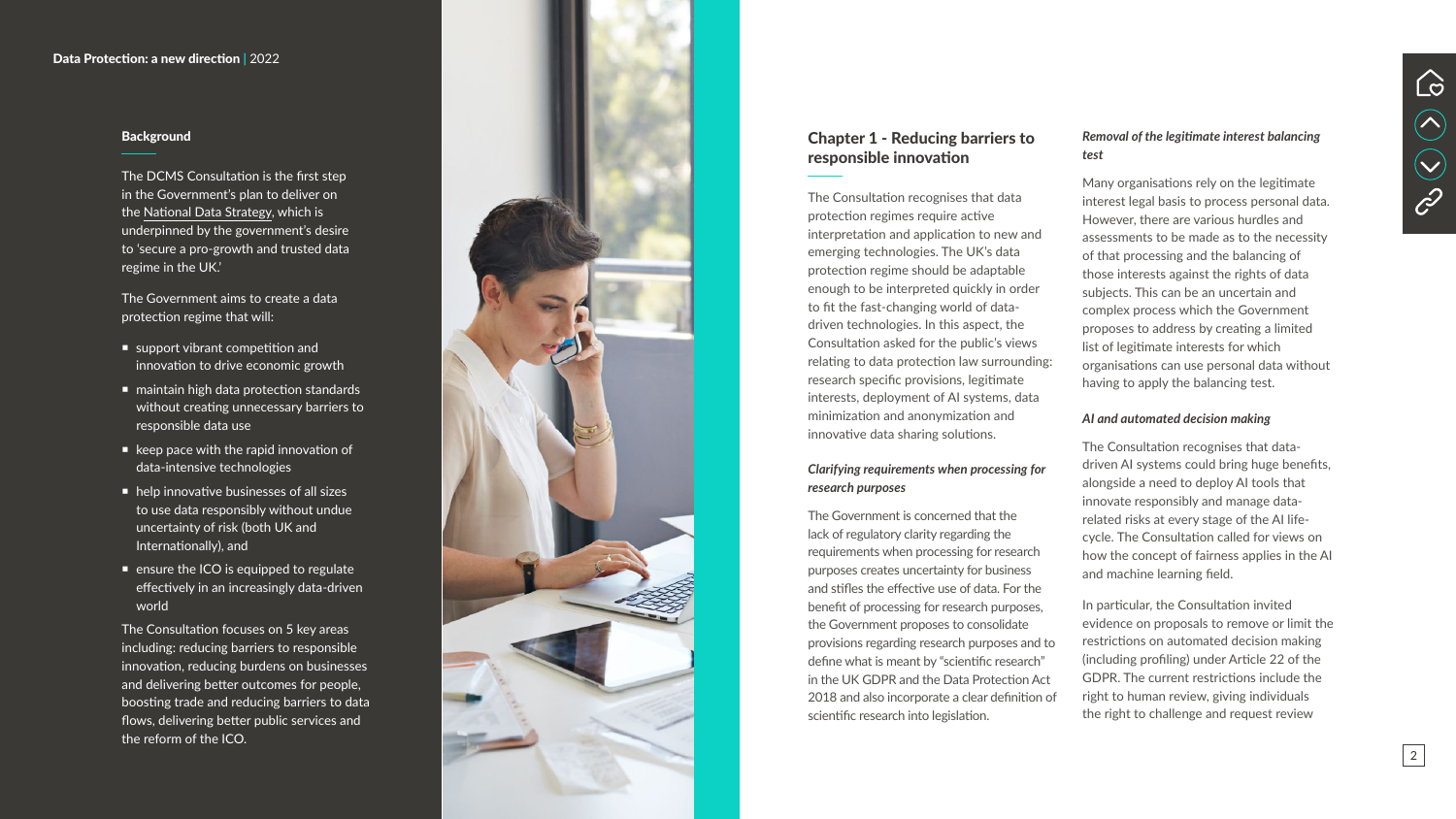## Background

The DCMS Consultation is the first step in the Government's plan to deliver on the National Data Strategy, which is underpinned by the government's desire to 'secure a pro-growth and trusted data regime in the UK.'

The Government aims to create a data protection regime that will:

- support vibrant competition and innovation to drive economic growth
- maintain high data protection standards without creating unnecessary barriers to responsible data use
- keep pace with the rapid innovation of data-intensive technologies
- help innovative businesses of all sizes to use data responsibly without undue uncertainty of risk (both UK and Internationally), and
- ensure the ICO is equipped to regulate effectively in an increasingly data-driven world

The Consultation focuses on 5 key areas including: reducing barriers to responsible innovation, reducing burdens on businesses and delivering better outcomes for people, boosting trade and reducing barriers to data flows, delivering better public services and the reform of the ICO.

## Chapter 1 - Reducing barriers to responsible innovation

The Consultation recognises that data protection regimes require active interpretation and application to new and emerging technologies. The UK's data protection regime should be adaptable enough to be interpreted quickly in order to fit the fast-changing world of data-driven technologies. In this aspect, the Consultation asked for the public's views relating to data protection law surrounding: research specific provisions, legitimate interests, deployment of AI systems, data minimization and anonymization and innovative data sharing solutions.

### *Clarifying requirements when processing for research purposes*

The Government is concerned that the lack of regulatory clarity regarding the requirements when processing for research purposes creates uncertainty for business and stifles the effective use of data. For the benefit of processing for research purposes, the Government proposes to consolidate provisions regarding research purposes and to define what is meant by "scientific research" in the UK GDPR and the Data Protection Act 2018 and also incorporate a clear definition of scientific research into legislation.

### *Removal of the legitimate interest balancing test*

Many organisations rely on the legitimate interest legal basis to process personal data. However, there are various hurdles and assessments to be made as to the necessity of that processing and the balancing of those interests against the rights of data subjects. This can be an uncertain and complex process which the Government proposes to address by creating a limited list of legitimate interests for which organisations can use personal data without having to apply the balancing test.

### *AI and automated decision making*

The Consultation recognises that data-driven AI systems could bring huge benefits, alongside a need to deploy AI tools that innovate responsibly and manage data-related risks at every stage of the AI life-cycle. The Consultation called for views on how the concept of fairness applies in the AI and machine learning field.

In particular, the Consultation invited evidence on proposals to remove or limit the restrictions on automated decision making (including profiling) under Article 22 of the GDPR. The current restrictions include the right to human review, giving individuals the right to challenge and request review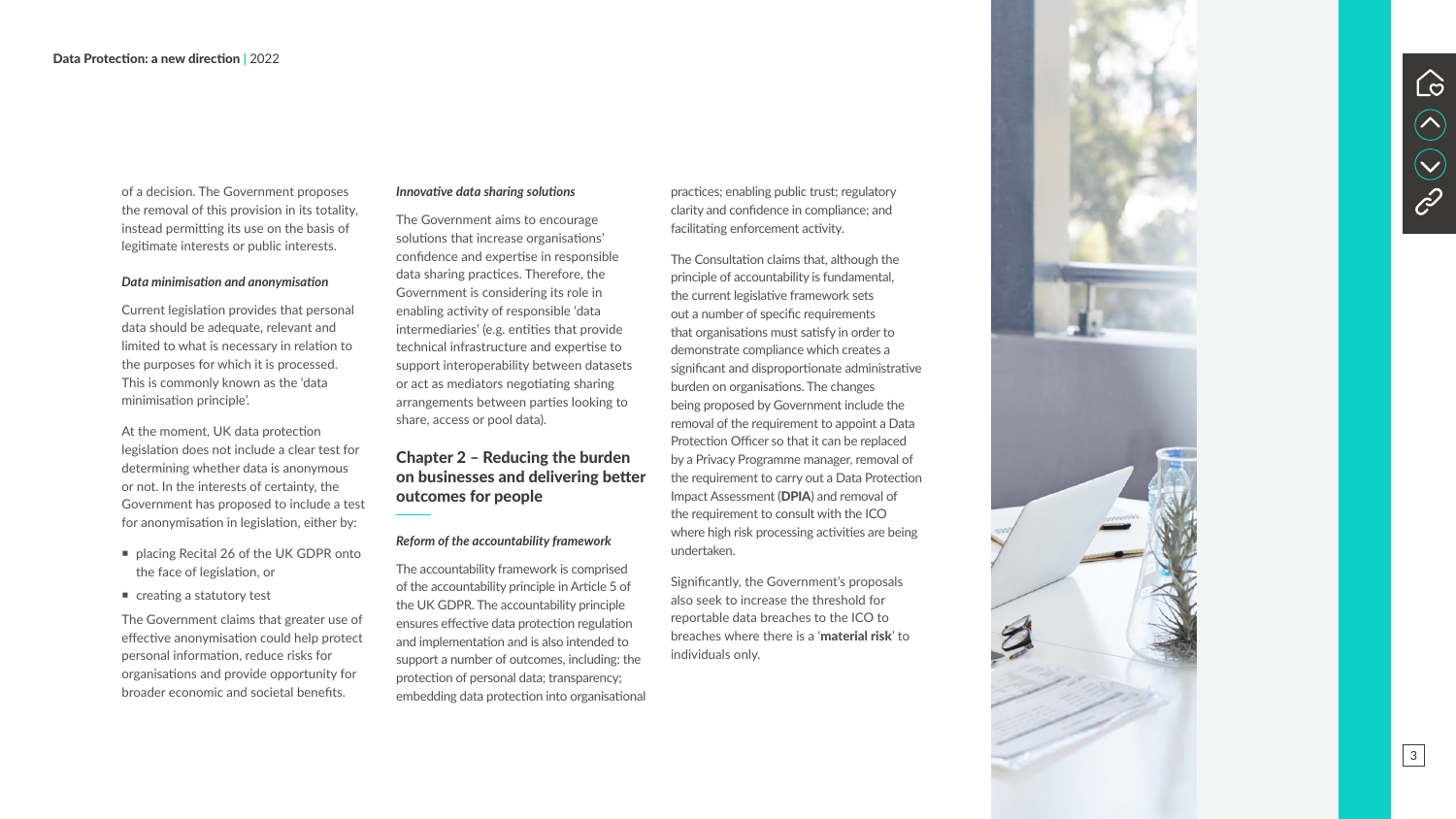of a decision. The Government proposes the removal of this provision in its totality, instead permitting its use on the basis of legitimate interests or public interests.

***Data minimisation and anonymisation***

Current legislation provides that personal data should be adequate, relevant and limited to what is necessary in relation to the purposes for which it is processed. This is commonly known as the 'data minimisation principle'.

At the moment, UK data protection legislation does not include a clear test for determining whether data is anonymous or not. In the interests of certainty, the Government has proposed to include a test for anonymisation in legislation, either by:

- placing Recital 26 of the UK GDPR onto the face of legislation, or
- creating a statutory test

The Government claims that greater use of effective anonymisation could help protect personal information, reduce risks for organisations and provide opportunity for broader economic and societal benefits.

***Innovative data sharing solutions***

The Government aims to encourage solutions that increase organisations' confidence and expertise in responsible data sharing practices. Therefore, the Government is considering its role in enabling activity of responsible 'data intermediaries' (e.g. entities that provide technical infrastructure and expertise to support interoperability between datasets or act as mediators negotiating sharing arrangements between parties looking to share, access or pool data).

## Chapter 2 – Reducing the burden on businesses and delivering better outcomes for people

***Reform of the accountability framework***

The accountability framework is comprised of the accountability principle in Article 5 of the UK GDPR. The accountability principle ensures effective data protection regulation and implementation and is also intended to support a number of outcomes, including: the protection of personal data; transparency; embedding data protection into organisational practices; enabling public trust; regulatory clarity and confidence in compliance; and facilitating enforcement activity.

The Consultation claims that, although the principle of accountability is fundamental, the current legislative framework sets out a number of specific requirements that organisations must satisfy in order to demonstrate compliance which creates a significant and disproportionate administrative burden on organisations. The changes being proposed by Government include the removal of the requirement to appoint a Data Protection Officer so that it can be replaced by a Privacy Programme manager, removal of the requirement to carry out a Data Protection Impact Assessment (**DPIA**) and removal of the requirement to consult with the ICO where high risk processing activities are being undertaken.

Significantly, the Government's proposals also seek to increase the threshold for reportable data breaches to the ICO to breaches where there is a '**material risk**' to individuals only.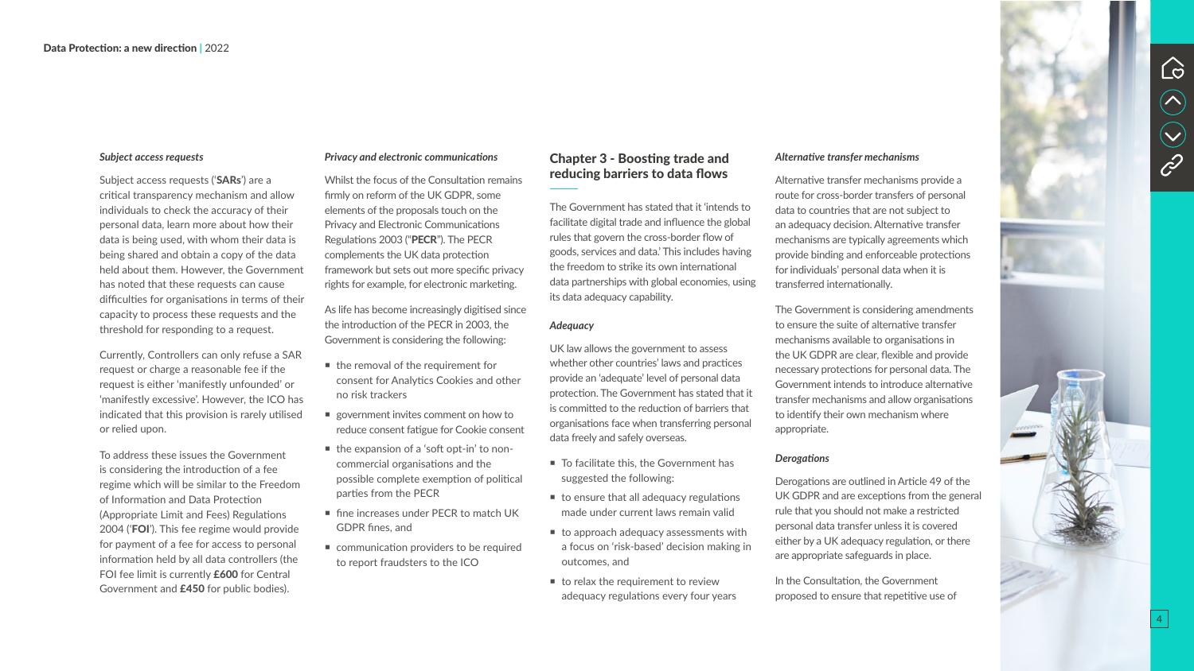### *Subject access requests*

Subject access requests ('**SARs**') are a critical transparency mechanism and allow individuals to check the accuracy of their personal data, learn more about how their data is being used, with whom their data is being shared and obtain a copy of the data held about them. However, the Government has noted that these requests can cause difficulties for organisations in terms of their capacity to process these requests and the threshold for responding to a request.

Currently, Controllers can only refuse a SAR request or charge a reasonable fee if the request is either 'manifestly unfounded' or 'manifestly excessive'. However, the ICO has indicated that this provision is rarely utilised or relied upon.

To address these issues the Government is considering the introduction of a fee regime which will be similar to the Freedom of Information and Data Protection (Appropriate Limit and Fees) Regulations 2004 ('**FOI**'). This fee regime would provide for payment of a fee for access to personal information held by all data controllers (the FOI fee limit is currently **£600** for Central Government and **£450** for public bodies).

### *Privacy and electronic communications*

Whilst the focus of the Consultation remains firmly on reform of the UK GDPR, some elements of the proposals touch on the Privacy and Electronic Communications Regulations 2003 ("**PECR**"). The PECR complements the UK data protection framework but sets out more specific privacy rights for example, for electronic marketing.

As life has become increasingly digitised since the introduction of the PECR in 2003, the Government is considering the following:

- the removal of the requirement for consent for Analytics Cookies and other no risk trackers
- government invites comment on how to reduce consent fatigue for Cookie consent
- the expansion of a 'soft opt-in' to non-commercial organisations and the possible complete exemption of political parties from the PECR
- fine increases under PECR to match UK GDPR fines, and
- communication providers to be required to report fraudsters to the ICO

## Chapter 3 - Boosting trade and reducing barriers to data flows

The Government has stated that it 'intends to facilitate digital trade and influence the global rules that govern the cross-border flow of goods, services and data.' This includes having the freedom to strike its own international data partnerships with global economies, using its data adequacy capability.

### *Adequacy*

UK law allows the government to assess whether other countries' laws and practices provide an 'adequate' level of personal data protection. The Government has stated that it is committed to the reduction of barriers that organisations face when transferring personal data freely and safely overseas.

- To facilitate this, the Government has suggested the following:
- to ensure that all adequacy regulations made under current laws remain valid
- to approach adequacy assessments with a focus on 'risk-based' decision making in outcomes, and
- to relax the requirement to review adequacy regulations every four years

### *Alternative transfer mechanisms*

Alternative transfer mechanisms provide a route for cross-border transfers of personal data to countries that are not subject to an adequacy decision. Alternative transfer mechanisms are typically agreements which provide binding and enforceable protections for individuals' personal data when it is transferred internationally.

The Government is considering amendments to ensure the suite of alternative transfer mechanisms available to organisations in the UK GDPR are clear, flexible and provide necessary protections for personal data. The Government intends to introduce alternative transfer mechanisms and allow organisations to identify their own mechanism where appropriate.

### *Derogations*

Derogations are outlined in Article 49 of the UK GDPR and are exceptions from the general rule that you should not make a restricted personal data transfer unless it is covered either by a UK adequacy regulation, or there are appropriate safeguards in place.

In the Consultation, the Government proposed to ensure that repetitive use of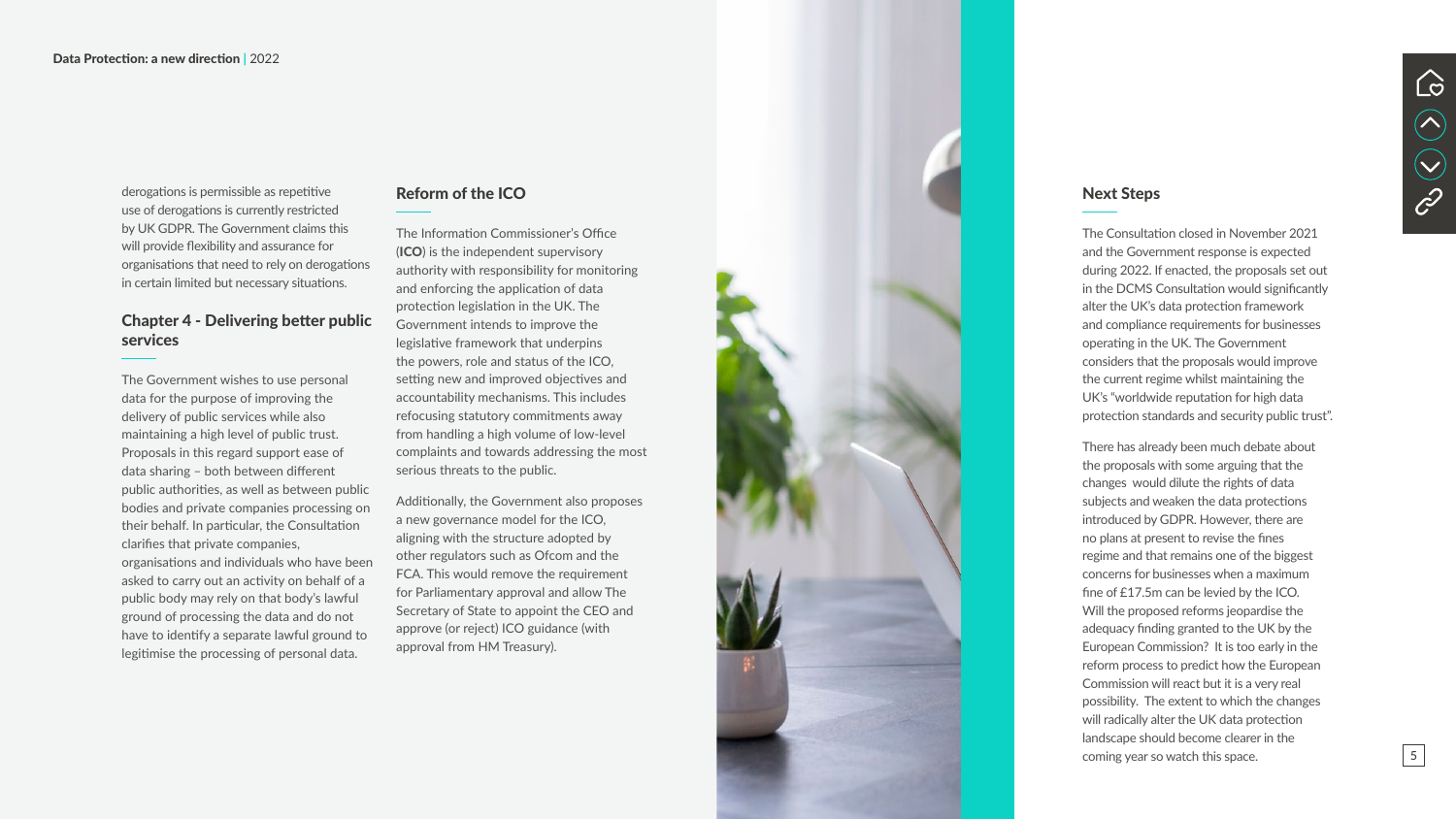derogations is permissible as repetitive use of derogations is currently restricted by UK GDPR. The Government claims this will provide flexibility and assurance for organisations that need to rely on derogations in certain limited but necessary situations.

## Chapter 4 - Delivering better public services

The Government wishes to use personal data for the purpose of improving the delivery of public services while also maintaining a high level of public trust. Proposals in this regard support ease of data sharing – both between different public authorities, as well as between public bodies and private companies processing on their behalf. In particular, the Consultation clarifies that private companies, organisations and individuals who have been asked to carry out an activity on behalf of a public body may rely on that body's lawful ground of processing the data and do not have to identify a separate lawful ground to legitimise the processing of personal data.

## Reform of the ICO

The Information Commissioner's Office (**ICO**) is the independent supervisory authority with responsibility for monitoring and enforcing the application of data protection legislation in the UK. The Government intends to improve the legislative framework that underpins the powers, role and status of the ICO, setting new and improved objectives and accountability mechanisms. This includes refocusing statutory commitments away from handling a high volume of low-level complaints and towards addressing the most serious threats to the public.

Additionally, the Government also proposes a new governance model for the ICO, aligning with the structure adopted by other regulators such as Ofcom and the FCA. This would remove the requirement for Parliamentary approval and allow The Secretary of State to appoint the CEO and approve (or reject) ICO guidance (with approval from HM Treasury).

## Next Steps

The Consultation closed in November 2021 and the Government response is expected during 2022. If enacted, the proposals set out in the DCMS Consultation would significantly alter the UK's data protection framework and compliance requirements for businesses operating in the UK. The Government considers that the proposals would improve the current regime whilst maintaining the UK's "worldwide reputation for high data protection standards and security public trust".

There has already been much debate about the proposals with some arguing that the changes would dilute the rights of data subjects and weaken the data protections introduced by GDPR. However, there are no plans at present to revise the fines regime and that remains one of the biggest concerns for businesses when a maximum fine of £17.5m can be levied by the ICO. Will the proposed reforms jeopardise the adequacy finding granted to the UK by the European Commission? It is too early in the reform process to predict how the European Commission will react but it is a very real possibility. The extent to which the changes will radically alter the UK data protection landscape should become clearer in the coming year so watch this space.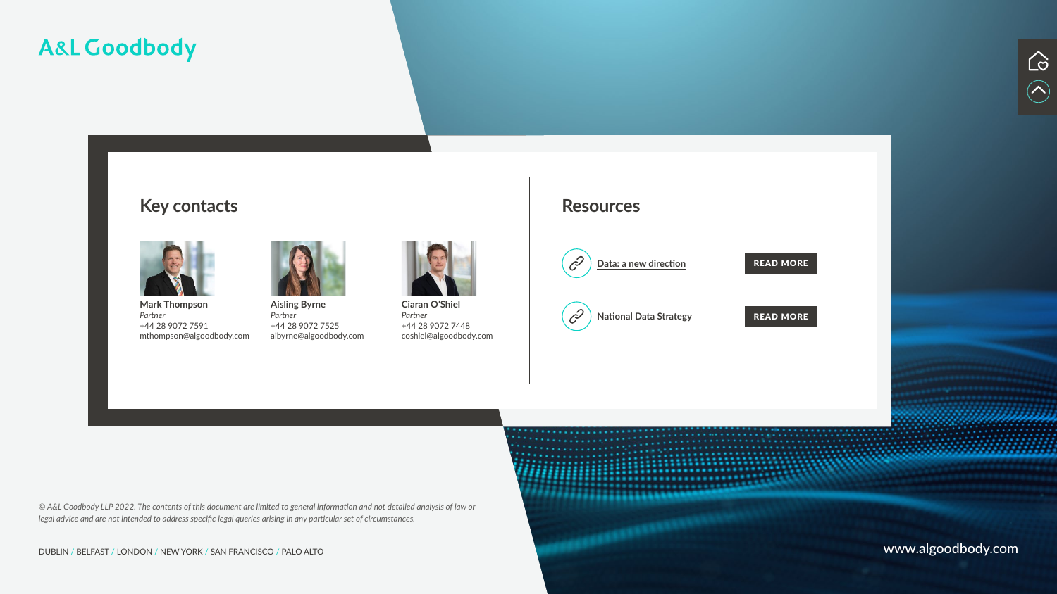A&L Goodbody

## Key contacts

**Mark Thompson**
*Partner*
+44 28 9072 7591
mthompson@algoodbody.com

**Aisling Byrne**
*Partner*
+44 28 9072 7525
aibyrne@algoodbody.com

**Ciaran O'Shiel**
*Partner*
+44 28 9072 7448
coshiel@algoodbody.com

## Resources

Data: a new direction — READ MORE

National Data Strategy — READ MORE

*© A&L Goodbody LLP 2022. The contents of this document are limited to general information and not detailed analysis of law or legal advice and are not intended to address specific legal queries arising in any particular set of circumstances.*

DUBLIN / BELFAST / LONDON / NEW YORK / SAN FRANCISCO / PALO ALTO

www.algoodbody.com